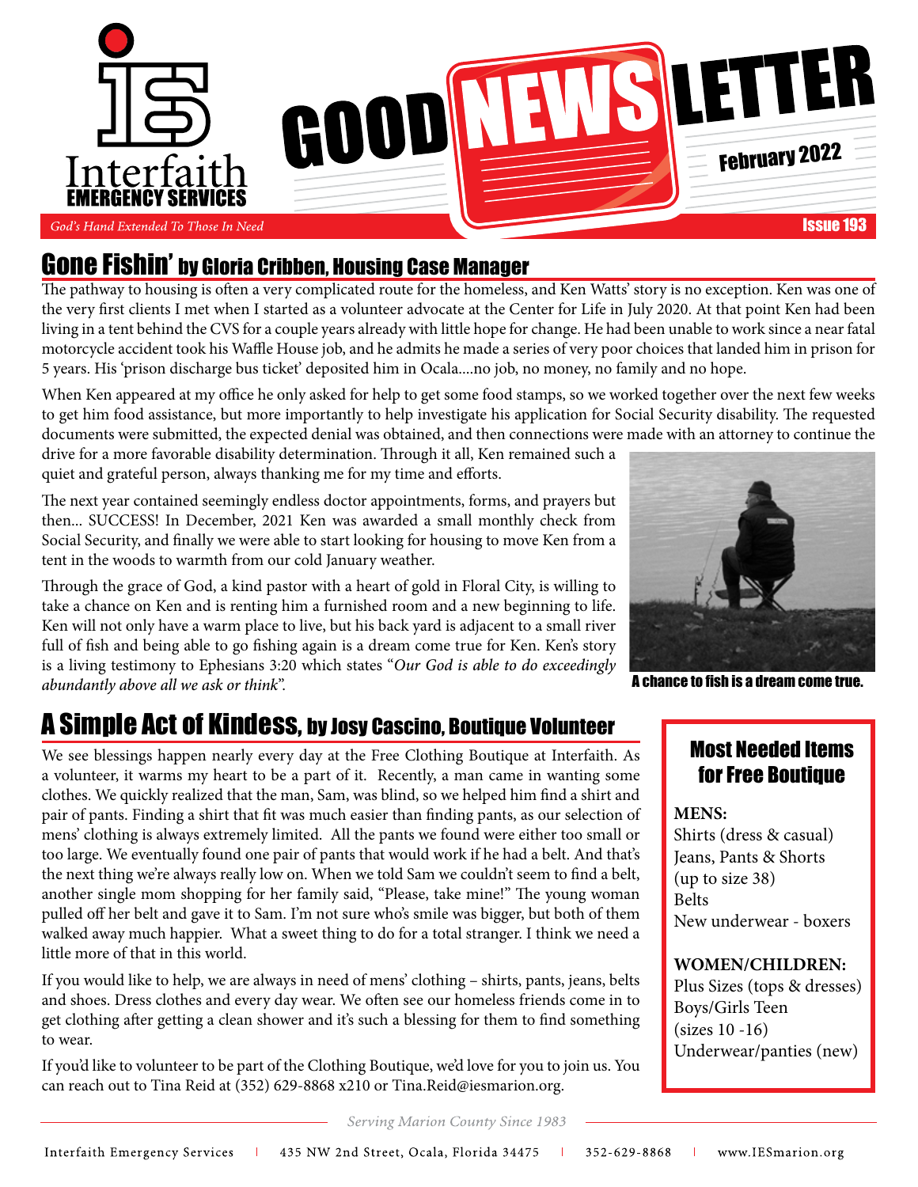Interfaith EMERGENCY SERVICES

# GOOD NEWS LETTER

February 2022

*God's Hand Extended To Those In Need*

Issue 193

## Gone Fishin' by Gloria Cribben, Housing Case Manager

The pathway to housing is often a very complicated route for the homeless, and Ken Watts' story is no exception. Ken was one of the very first clients I met when I started as a volunteer advocate at the Center for Life in July 2020. At that point Ken had been living in a tent behind the CVS for a couple years already with little hope for change. He had been unable to work since a near fatal motorcycle accident took his Waffle House job, and he admits he made a series of very poor choices that landed him in prison for 5 years. His 'prison discharge bus ticket' deposited him in Ocala....no job, no money, no family and no hope.

When Ken appeared at my office he only asked for help to get some food stamps, so we worked together over the next few weeks to get him food assistance, but more importantly to help investigate his application for Social Security disability. The requested documents were submitted, the expected denial was obtained, and then connections were made with an attorney to continue the drive for a more favorable disability determination. Through it all, Ken remained such a quiet and grateful person, always thanking me for my time and efforts.

The next year contained seemingly endless doctor appointments, forms, and prayers but then... SUCCESS! In December, 2021 Ken was awarded a small monthly check from Social Security, and finally we were able to start looking for housing to move Ken from a tent in the woods to warmth from our cold January weather.

Through the grace of God, a kind pastor with a heart of gold in Floral City, is willing to take a chance on Ken and is renting him a furnished room and a new beginning to life. Ken will not only have a warm place to live, but his back yard is adjacent to a small river full of fish and being able to go fishing again is a dream come true for Ken. Ken's story is a living testimony to Ephesians 3:20 which states "*Our God is able to do exceedingly abundantly above all we ask or think*".

A chance to fish is a dream come true.

## A Simple Act of Kindess, by Josy Cascino, Boutique Volunteer

We see blessings happen nearly every day at the Free Clothing Boutique at Interfaith. As a volunteer, it warms my heart to be a part of it. Recently, a man came in wanting some clothes. We quickly realized that the man, Sam, was blind, so we helped him find a shirt and pair of pants. Finding a shirt that fit was much easier than finding pants, as our selection of mens' clothing is always extremely limited. All the pants we found were either too small or too large. We eventually found one pair of pants that would work if he had a belt. And that's the next thing we're always really low on. When we told Sam we couldn't seem to find a belt, another single mom shopping for her family said, "Please, take mine!" The young woman pulled off her belt and gave it to Sam. I'm not sure who's smile was bigger, but both of them walked away much happier. What a sweet thing to do for a total stranger. I think we need a little more of that in this world.

If you would like to help, we are always in need of mens' clothing – shirts, pants, jeans, belts and shoes. Dress clothes and every day wear. We often see our homeless friends come in to get clothing after getting a clean shower and it's such a blessing for them to find something to wear.

If you'd like to volunteer to be part of the Clothing Boutique, we'd love for you to join us. You can reach out to Tina Reid at (352) 629-8868 x210 or Tina.Reid@iesmarion.org.

### Most Needed Items for Free Boutique

**MENS:**
Shirts (dress & casual)
Jeans, Pants & Shorts (up to size 38)
Belts
New underwear - boxers

**WOMEN/CHILDREN:**
Plus Sizes (tops & dresses)
Boys/Girls Teen (sizes 10 -16)
Underwear/panties (new)

*Serving Marion County Since 1983*

Interfaith Emergency Services | 435 NW 2nd Street, Ocala, Florida 34475 | 352-629-8868 | www.IESmarion.org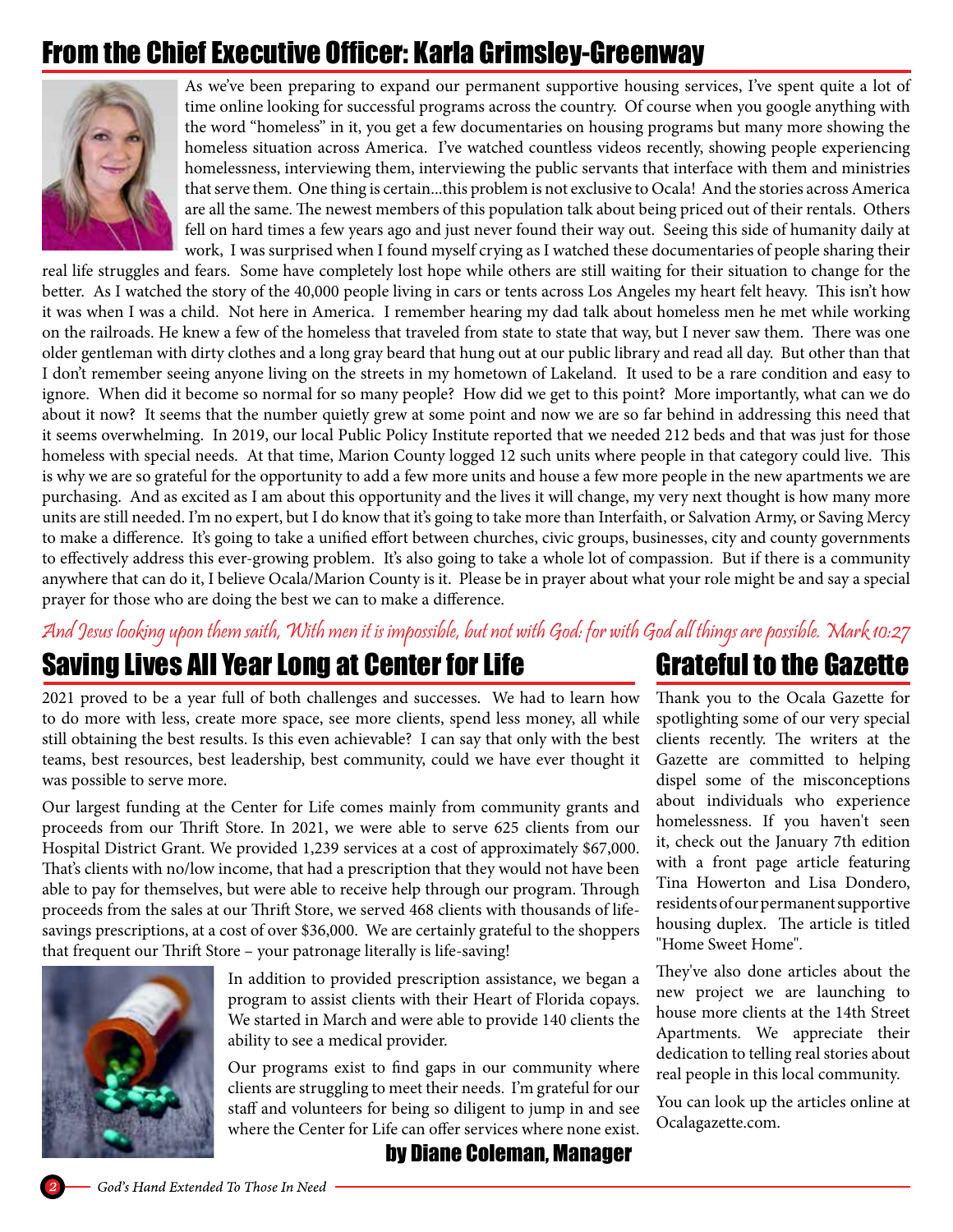# From the Chief Executive Officer: Karla Grimsley-Greenway

As we've been preparing to expand our permanent supportive housing services, I've spent quite a lot of time online looking for successful programs across the country. Of course when you google anything with the word "homeless" in it, you get a few documentaries on housing programs but many more showing the homeless situation across America. I've watched countless videos recently, showing people experiencing homelessness, interviewing them, interviewing the public servants that interface with them and ministries that serve them. One thing is certain...this problem is not exclusive to Ocala! And the stories across America are all the same. The newest members of this population talk about being priced out of their rentals. Others fell on hard times a few years ago and just never found their way out. Seeing this side of humanity daily at work, I was surprised when I found myself crying as I watched these documentaries of people sharing their real life struggles and fears. Some have completely lost hope while others are still waiting for their situation to change for the better. As I watched the story of the 40,000 people living in cars or tents across Los Angeles my heart felt heavy. This isn't how it was when I was a child. Not here in America. I remember hearing my dad talk about homeless men he met while working on the railroads. He knew a few of the homeless that traveled from state to state that way, but I never saw them. There was one older gentleman with dirty clothes and a long gray beard that hung out at our public library and read all day. But other than that I don't remember seeing anyone living on the streets in my hometown of Lakeland. It used to be a rare condition and easy to ignore. When did it become so normal for so many people? How did we get to this point? More importantly, what can we do about it now? It seems that the number quietly grew at some point and now we are so far behind in addressing this need that it seems overwhelming. In 2019, our local Public Policy Institute reported that we needed 212 beds and that was just for those homeless with special needs. At that time, Marion County logged 12 such units where people in that category could live. This is why we are so grateful for the opportunity to add a few more units and house a few more people in the new apartments we are purchasing. And as excited as I am about this opportunity and the lives it will change, my very next thought is how many more units are still needed. I'm no expert, but I do know that it's going to take more than Interfaith, or Salvation Army, or Saving Mercy to make a difference. It's going to take a unified effort between churches, civic groups, businesses, city and county governments to effectively address this ever-growing problem. It's also going to take a whole lot of compassion. But if there is a community anywhere that can do it, I believe Ocala/Marion County is it. Please be in prayer about what your role might be and say a special prayer for those who are doing the best we can to make a difference.

*And Jesus looking upon them saith, With men it is impossible, but not with God: for with God all things are possible. Mark 10:27*

# Saving Lives All Year Long at Center for Life

2021 proved to be a year full of both challenges and successes. We had to learn how to do more with less, create more space, see more clients, spend less money, all while still obtaining the best results. Is this even achievable? I can say that only with the best teams, best resources, best leadership, best community, could we have ever thought it was possible to serve more.

Our largest funding at the Center for Life comes mainly from community grants and proceeds from our Thrift Store. In 2021, we were able to serve 625 clients from our Hospital District Grant. We provided 1,239 services at a cost of approximately $67,000. That's clients with no/low income, that had a prescription that they would not have been able to pay for themselves, but were able to receive help through our program. Through proceeds from the sales at our Thrift Store, we served 468 clients with thousands of life-savings prescriptions, at a cost of over $36,000. We are certainly grateful to the shoppers that frequent our Thrift Store – your patronage literally is life-saving!

In addition to provided prescription assistance, we began a program to assist clients with their Heart of Florida copays. We started in March and were able to provide 140 clients the ability to see a medical provider.

Our programs exist to find gaps in our community where clients are struggling to meet their needs. I'm grateful for our staff and volunteers for being so diligent to jump in and see where the Center for Life can offer services where none exist.

**by Diane Coleman, Manager**

# Grateful to the Gazette

Thank you to the Ocala Gazette for spotlighting some of our very special clients recently. The writers at the Gazette are committed to helping dispel some of the misconceptions about individuals who experience homelessness. If you haven't seen it, check out the January 7th edition with a front page article featuring Tina Howerton and Lisa Dondero, residents of our permanent supportive housing duplex. The article is titled "Home Sweet Home".

They've also done articles about the new project we are launching to house more clients at the 14th Street Apartments. We appreciate their dedication to telling real stories about real people in this local community.

You can look up the articles online at Ocalagazette.com.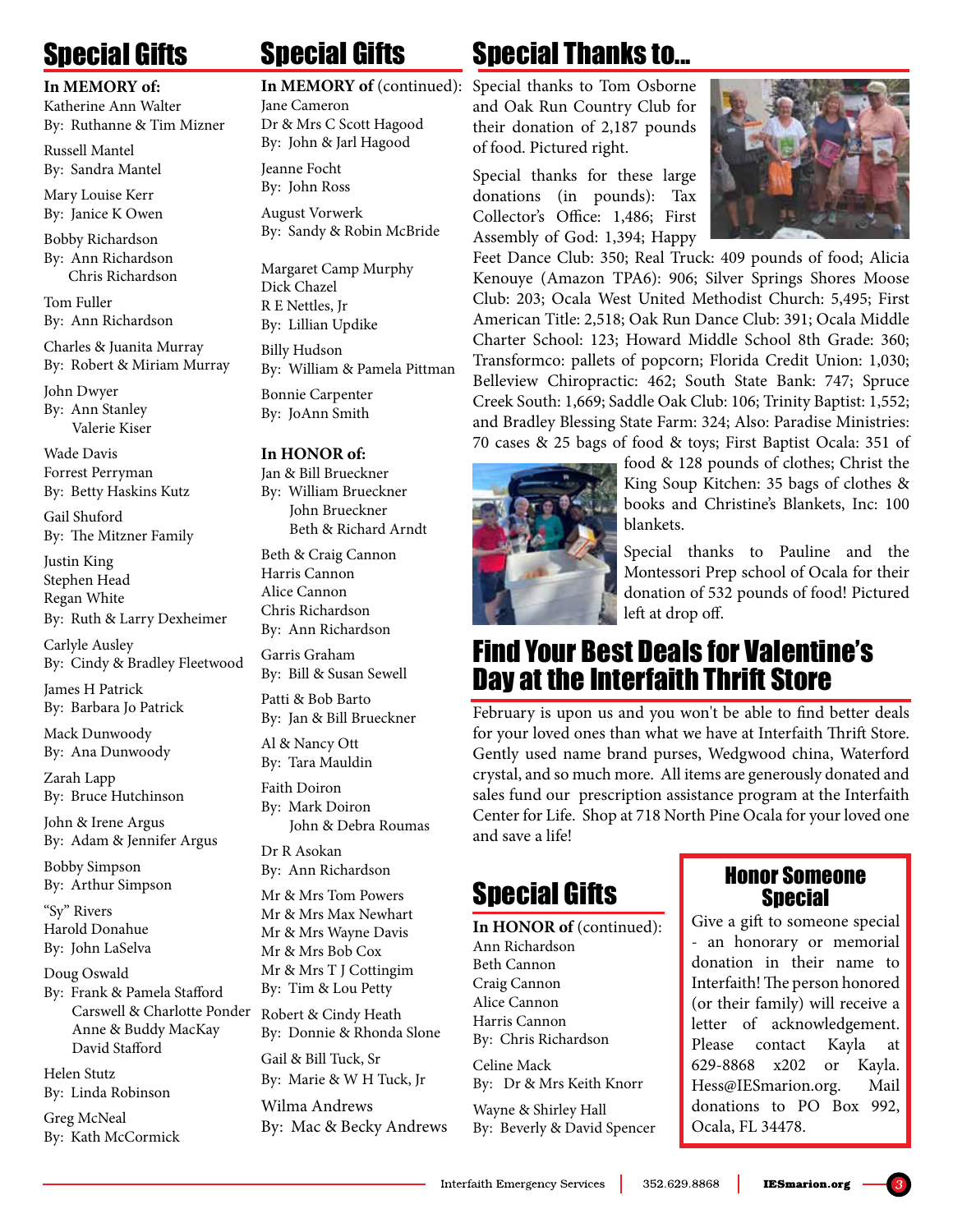## Special Gifts

**In MEMORY of:**

Katherine Ann Walter
By: Ruthanne & Tim Mizner

Russell Mantel
By: Sandra Mantel

Mary Louise Kerr
By: Janice K Owen

Bobby Richardson
By: Ann Richardson
Chris Richardson

Tom Fuller
By: Ann Richardson

Charles & Juanita Murray
By: Robert & Miriam Murray

John Dwyer
By: Ann Stanley
Valerie Kiser

Wade Davis
Forrest Perryman
By: Betty Haskins Kutz

Gail Shuford
By: The Mitzner Family

Justin King
Stephen Head
Regan White
By: Ruth & Larry Dexheimer

Carlyle Ausley
By: Cindy & Bradley Fleetwood

James H Patrick
By: Barbara Jo Patrick

Mack Dunwoody
By: Ana Dunwoody

Zarah Lapp
By: Bruce Hutchinson

John & Irene Argus
By: Adam & Jennifer Argus

Bobby Simpson
By: Arthur Simpson

"Sy" Rivers
Harold Donahue
By: John LaSelva

Doug Oswald
By: Frank & Pamela Stafford
Carswell & Charlotte Ponder
Anne & Buddy MacKay
David Stafford

Helen Stutz
By: Linda Robinson

Greg McNeal
By: Kath McCormick

## Special Gifts

**In MEMORY of** (continued):

Jane Cameron
Dr & Mrs C Scott Hagood
By: John & Jarl Hagood

Jeanne Focht
By: John Ross

August Vorwerk
By: Sandy & Robin McBride

Margaret Camp Murphy
Dick Chazel
R E Nettles, Jr
By: Lillian Updike

Billy Hudson
By: William & Pamela Pittman

Bonnie Carpenter
By: JoAnn Smith

**In HONOR of:**

Jan & Bill Brueckner
By: William Brueckner
John Brueckner
Beth & Richard Arndt

Beth & Craig Cannon
Harris Cannon
Alice Cannon
Chris Richardson
By: Ann Richardson

Garris Graham
By: Bill & Susan Sewell

Patti & Bob Barto
By: Jan & Bill Brueckner

Al & Nancy Ott
By: Tara Mauldin

Faith Doiron
By: Mark Doiron
John & Debra Roumas

Dr R Asokan
By: Ann Richardson

Mr & Mrs Tom Powers
Mr & Mrs Max Newhart
Mr & Mrs Wayne Davis
Mr & Mrs Bob Cox
Mr & Mrs T J Cottingim
By: Tim & Lou Petty

Robert & Cindy Heath
By: Donnie & Rhonda Slone

Gail & Bill Tuck, Sr
By: Marie & W H Tuck, Jr

Wilma Andrews
By: Mac & Becky Andrews

## Special Thanks to...

Special thanks to Tom Osborne and Oak Run Country Club for their donation of 2,187 pounds of food. Pictured right.

Special thanks for these large donations (in pounds): Tax Collector's Office: 1,486; First Assembly of God: 1,394; Happy Feet Dance Club: 350; Real Truck: 409 pounds of food; Alicia Kenouye (Amazon TPA6): 906; Silver Springs Shores Moose Club: 203; Ocala West United Methodist Church: 5,495; First American Title: 2,518; Oak Run Dance Club: 391; Ocala Middle Charter School: 123; Howard Middle School 8th Grade: 360; Transformco: pallets of popcorn; Florida Credit Union: 1,030; Belleview Chiropractic: 462; South State Bank: 747; Spruce Creek South: 1,669; Saddle Oak Club: 106; Trinity Baptist: 1,552; and Bradley Blessing State Farm: 324; Also: Paradise Ministries: 70 cases & 25 bags of food & toys; First Baptist Ocala: 351 of food & 128 pounds of clothes; Christ the King Soup Kitchen: 35 bags of clothes & books and Christine's Blankets, Inc: 100 blankets.

Special thanks to Pauline and the Montessori Prep school of Ocala for their donation of 532 pounds of food! Pictured left at drop off.

## Find Your Best Deals for Valentine's Day at the Interfaith Thrift Store

February is upon us and you won't be able to find better deals for your loved ones than what we have at Interfaith Thrift Store. Gently used name brand purses, Wedgwood china, Waterford crystal, and so much more. All items are generously donated and sales fund our prescription assistance program at the Interfaith Center for Life. Shop at 718 North Pine Ocala for your loved one and save a life!

## Special Gifts

**In HONOR of** (continued):

Ann Richardson
Beth Cannon
Craig Cannon
Alice Cannon
Harris Cannon
By: Chris Richardson

Celine Mack
By: Dr & Mrs Keith Knorr

Wayne & Shirley Hall
By: Beverly & David Spencer

### Honor Someone Special

Give a gift to someone special - an honorary or memorial donation in their name to Interfaith! The person honored (or their family) will receive a letter of acknowledgement. Please contact Kayla at 629-8868 x202 or Kayla.Hess@IESmarion.org. Mail donations to PO Box 992, Ocala, FL 34478.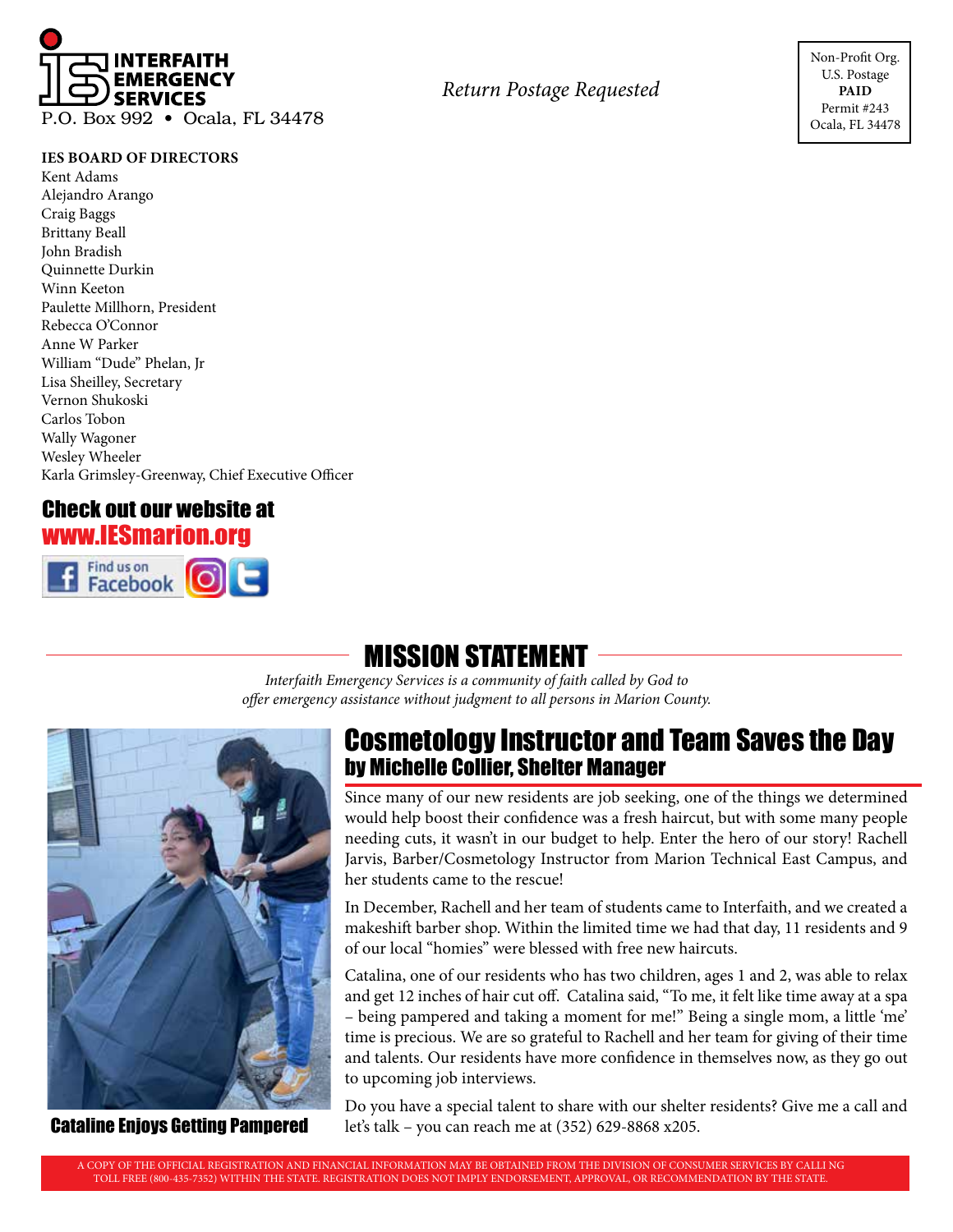INTERFAITH EMERGENCY SERVICES
P.O. Box 992 • Ocala, FL 34478

*Return Postage Requested*

Non-Profit Org.
U.S. Postage
**PAID**
Permit #243
Ocala, FL 34478

**IES BOARD OF DIRECTORS**

Kent Adams
Alejandro Arango
Craig Baggs
Brittany Beall
John Bradish
Quinnette Durkin
Winn Keeton
Paulette Millhorn, President
Rebecca O'Connor
Anne W Parker
William "Dude" Phelan, Jr
Lisa Sheilley, Secretary
Vernon Shukoski
Carlos Tobon
Wally Wagoner
Wesley Wheeler
Karla Grimsley-Greenway, Chief Executive Officer

**Check out our website at**
**www.IESmarion.org**

Find us on Facebook

## MISSION STATEMENT

*Interfaith Emergency Services is a community of faith called by God to offer emergency assistance without judgment to all persons in Marion County.*

## Cosmetology Instructor and Team Saves the Day
### by Michelle Collier, Shelter Manager

Since many of our new residents are job seeking, one of the things we determined would help boost their confidence was a fresh haircut, but with some many people needing cuts, it wasn't in our budget to help. Enter the hero of our story! Rachell Jarvis, Barber/Cosmetology Instructor from Marion Technical East Campus, and her students came to the rescue!

In December, Rachell and her team of students came to Interfaith, and we created a makeshift barber shop. Within the limited time we had that day, 11 residents and 9 of our local "homies" were blessed with free new haircuts.

Catalina, one of our residents who has two children, ages 1 and 2, was able to relax and get 12 inches of hair cut off. Catalina said, "To me, it felt like time away at a spa – being pampered and taking a moment for me!" Being a single mom, a little 'me' time is precious. We are so grateful to Rachell and her team for giving of their time and talents. Our residents have more confidence in themselves now, as they go out to upcoming job interviews.

Do you have a special talent to share with our shelter residents? Give me a call and let's talk – you can reach me at (352) 629-8868 x205.

**Cataline Enjoys Getting Pampered**

A COPY OF THE OFFICIAL REGISTRATION AND FINANCIAL INFORMATION MAY BE OBTAINED FROM THE DIVISION OF CONSUMER SERVICES BY CALLI NG TOLL FREE (800-435-7352) WITHIN THE STATE. REGISTRATION DOES NOT IMPLY ENDORSEMENT, APPROVAL, OR RECOMMENDATION BY THE STATE.